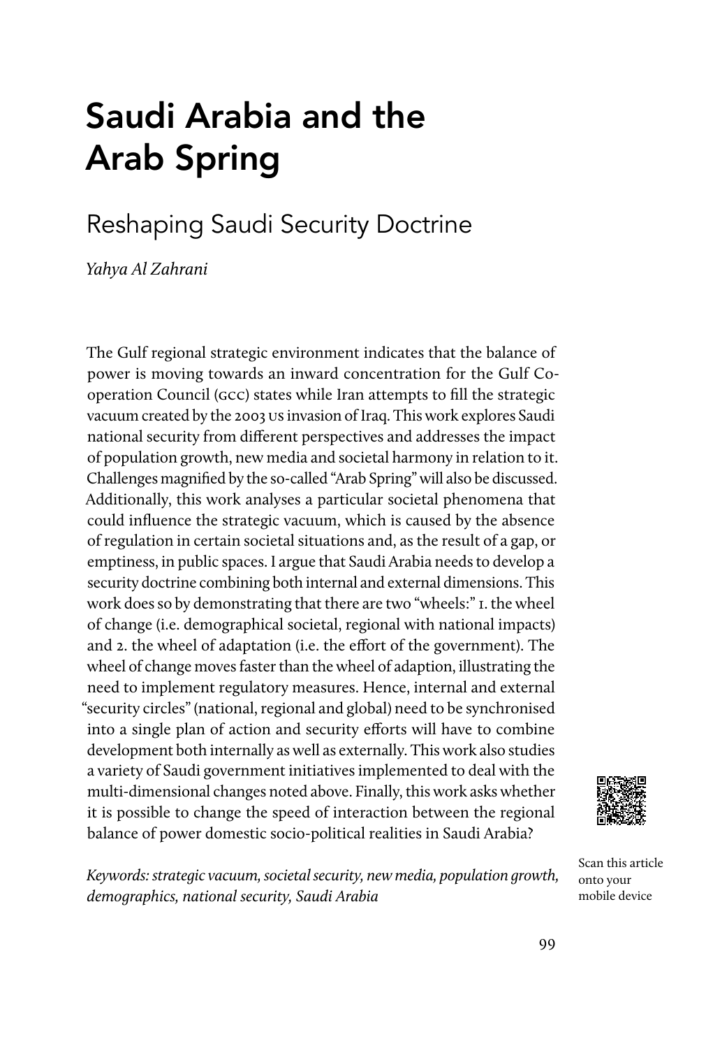# Saudi Arabia and the Arab Spring

## Reshaping Saudi Security Doctrine

*Yahya Al Zahrani*

The Gulf regional strategic environment indicates that the balance of power is moving towards an inward concentration for the Gulf Co-operation Council (GCC) states while Iran attempts to fill the strategic vacuum created by the 2003 US invasion of Iraq. This work explores Saudi national security from different perspectives and addresses the impact of population growth, new media and societal harmony in relation to it. Challenges magnified by the so-called "Arab Spring" will also be discussed. Additionally, this work analyses a particular societal phenomena that could influence the strategic vacuum, which is caused by the absence of regulation in certain societal situations and, as the result of a gap, or emptiness, in public spaces. I argue that Saudi Arabia needs to develop a security doctrine combining both internal and external dimensions. This work does so by demonstrating that there are two "wheels:" 1. the wheel of change (i.e. demographical societal, regional with national impacts) and 2. the wheel of adaptation (i.e. the effort of the government). The wheel of change moves faster than the wheel of adaption, illustrating the need to implement regulatory measures. Hence, internal and external "security circles" (national, regional and global) need to be synchronised into a single plan of action and security efforts will have to combine development both internally as well as externally. This work also studies a variety of Saudi government initiatives implemented to deal with the multi-dimensional changes noted above. Finally, this work asks whether it is possible to change the speed of interaction between the regional balance of power domestic socio-political realities in Saudi Arabia?

*Keywords: strategic vacuum, societal security, new media, population growth, demographics, national security, Saudi Arabia*

Scan this article onto your mobile device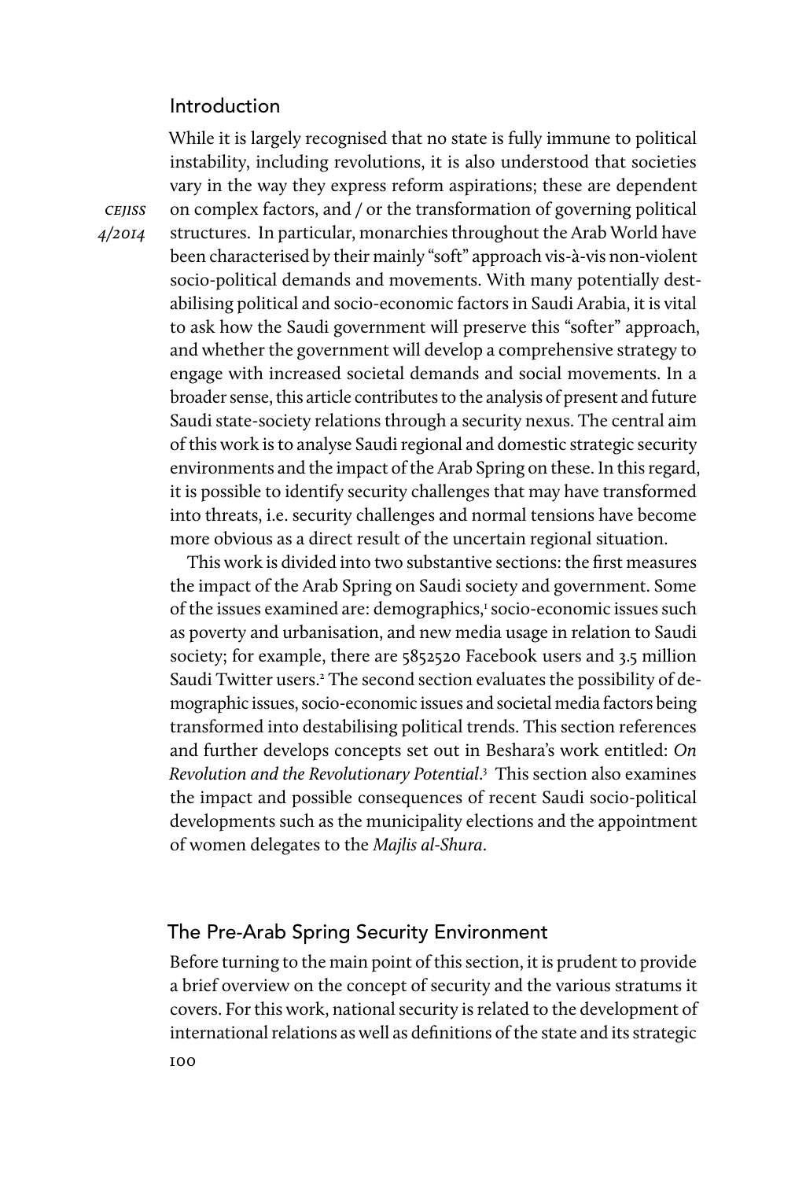## Introduction

While it is largely recognised that no state is fully immune to political instability, including revolutions, it is also understood that societies vary in the way they express reform aspirations; these are dependent on complex factors, and / or the transformation of governing political structures. In particular, monarchies throughout the Arab World have been characterised by their mainly "soft" approach vis-à-vis non-violent socio-political demands and movements. With many potentially destabilising political and socio-economic factors in Saudi Arabia, it is vital to ask how the Saudi government will preserve this "softer" approach, and whether the government will develop a comprehensive strategy to engage with increased societal demands and social movements. In a broader sense, this article contributes to the analysis of present and future Saudi state-society relations through a security nexus. The central aim of this work is to analyse Saudi regional and domestic strategic security environments and the impact of the Arab Spring on these. In this regard, it is possible to identify security challenges that may have transformed into threats, i.e. security challenges and normal tensions have become more obvious as a direct result of the uncertain regional situation.

This work is divided into two substantive sections: the first measures the impact of the Arab Spring on Saudi society and government. Some of the issues examined are: demographics,[1] socio-economic issues such as poverty and urbanisation, and new media usage in relation to Saudi society; for example, there are 5852520 Facebook users and 3.5 million Saudi Twitter users.[2] The second section evaluates the possibility of demographic issues, socio-economic issues and societal media factors being transformed into destabilising political trends. This section references and further develops concepts set out in Beshara's work entitled: *On Revolution and the Revolutionary Potential*.[3] This section also examines the impact and possible consequences of recent Saudi socio-political developments such as the municipality elections and the appointment of women delegates to the *Majlis al-Shura*.

## The Pre-Arab Spring Security Environment

Before turning to the main point of this section, it is prudent to provide a brief overview on the concept of security and the various stratums it covers. For this work, national security is related to the development of international relations as well as definitions of the state and its strategic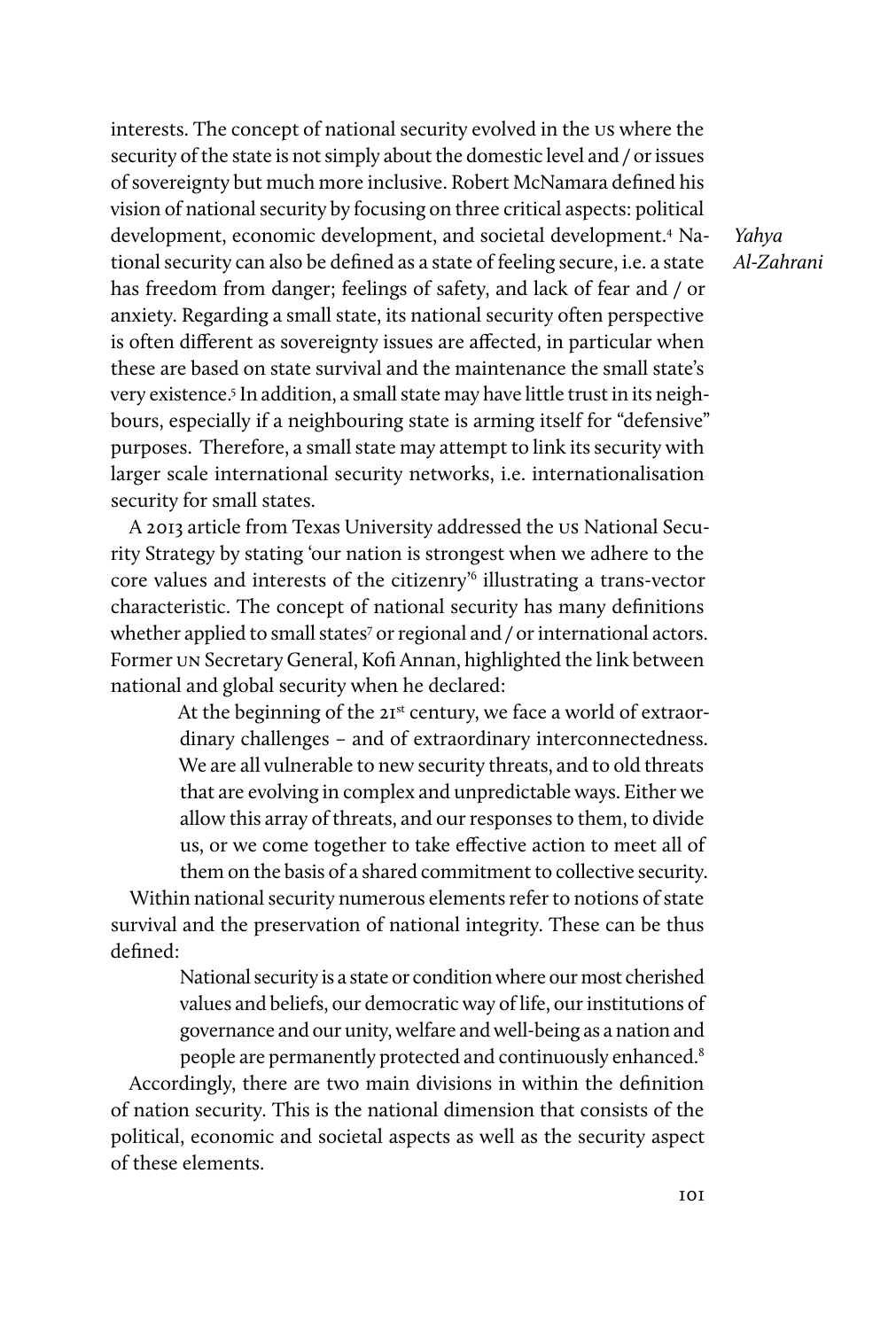interests. The concept of national security evolved in the US where the security of the state is not simply about the domestic level and / or issues of sovereignty but much more inclusive. Robert McNamara defined his vision of national security by focusing on three critical aspects: political development, economic development, and societal development.[4] National security can also be defined as a state of feeling secure, i.e. a state has freedom from danger; feelings of safety, and lack of fear and / or anxiety. Regarding a small state, its national security often perspective is often different as sovereignty issues are affected, in particular when these are based on state survival and the maintenance the small state's very existence.[5] In addition, a small state may have little trust in its neighbours, especially if a neighbouring state is arming itself for "defensive" purposes. Therefore, a small state may attempt to link its security with larger scale international security networks, i.e. internationalisation security for small states.

A 2013 article from Texas University addressed the US National Security Strategy by stating 'our nation is strongest when we adhere to the core values and interests of the citizenry'[6] illustrating a trans-vector characteristic. The concept of national security has many definitions whether applied to small states[7] or regional and / or international actors. Former UN Secretary General, Kofi Annan, highlighted the link between national and global security when he declared:

> At the beginning of the 21st century, we face a world of extraordinary challenges – and of extraordinary interconnectedness. We are all vulnerable to new security threats, and to old threats that are evolving in complex and unpredictable ways. Either we allow this array of threats, and our responses to them, to divide us, or we come together to take effective action to meet all of them on the basis of a shared commitment to collective security.

Within national security numerous elements refer to notions of state survival and the preservation of national integrity. These can be thus defined:

> National security is a state or condition where our most cherished values and beliefs, our democratic way of life, our institutions of governance and our unity, welfare and well-being as a nation and people are permanently protected and continuously enhanced.[8]

Accordingly, there are two main divisions in within the definition of nation security. This is the national dimension that consists of the political, economic and societal aspects as well as the security aspect of these elements.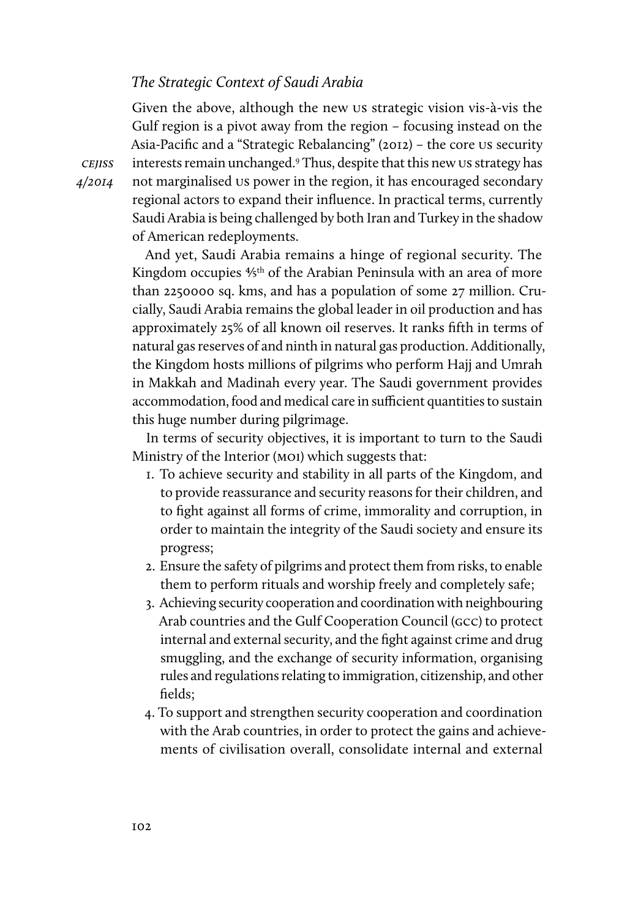### *The Strategic Context of Saudi Arabia*

Given the above, although the new US strategic vision vis-à-vis the Gulf region is a pivot away from the region – focusing instead on the Asia-Pacific and a "Strategic Rebalancing" (2012) – the core US security interests remain unchanged.[9] Thus, despite that this new US strategy has not marginalised US power in the region, it has encouraged secondary regional actors to expand their influence. In practical terms, currently Saudi Arabia is being challenged by both Iran and Turkey in the shadow of American redeployments.

And yet, Saudi Arabia remains a hinge of regional security. The Kingdom occupies ⅘th of the Arabian Peninsula with an area of more than 2250000 sq. kms, and has a population of some 27 million. Crucially, Saudi Arabia remains the global leader in oil production and has approximately 25% of all known oil reserves. It ranks fifth in terms of natural gas reserves of and ninth in natural gas production. Additionally, the Kingdom hosts millions of pilgrims who perform Hajj and Umrah in Makkah and Madinah every year. The Saudi government provides accommodation, food and medical care in sufficient quantities to sustain this huge number during pilgrimage.

In terms of security objectives, it is important to turn to the Saudi Ministry of the Interior (MOI) which suggests that:

1. To achieve security and stability in all parts of the Kingdom, and to provide reassurance and security reasons for their children, and to fight against all forms of crime, immorality and corruption, in order to maintain the integrity of the Saudi society and ensure its progress;
2. Ensure the safety of pilgrims and protect them from risks, to enable them to perform rituals and worship freely and completely safe;
3. Achieving security cooperation and coordination with neighbouring Arab countries and the Gulf Cooperation Council (GCC) to protect internal and external security, and the fight against crime and drug smuggling, and the exchange of security information, organising rules and regulations relating to immigration, citizenship, and other fields;
4. To support and strengthen security cooperation and coordination with the Arab countries, in order to protect the gains and achievements of civilisation overall, consolidate internal and external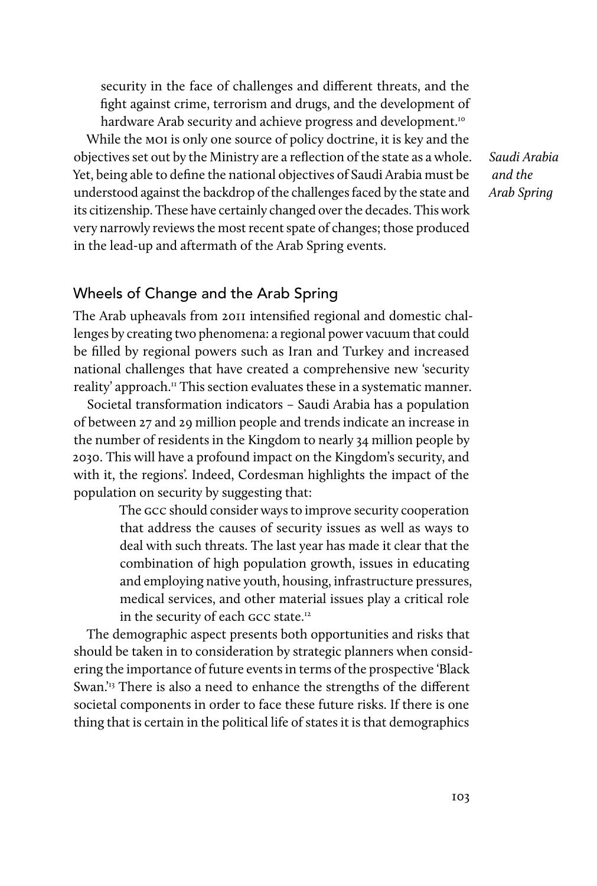> security in the face of challenges and different threats, and the fight against crime, terrorism and drugs, and the development of hardware Arab security and achieve progress and development.[10]

While the MOI is only one source of policy doctrine, it is key and the objectives set out by the Ministry are a reflection of the state as a whole. Yet, being able to define the national objectives of Saudi Arabia must be understood against the backdrop of the challenges faced by the state and its citizenship. These have certainly changed over the decades. This work very narrowly reviews the most recent spate of changes; those produced in the lead-up and aftermath of the Arab Spring events.

## Wheels of Change and the Arab Spring

The Arab upheavals from 2011 intensified regional and domestic challenges by creating two phenomena: a regional power vacuum that could be filled by regional powers such as Iran and Turkey and increased national challenges that have created a comprehensive new 'security reality' approach.[11] This section evaluates these in a systematic manner.

Societal transformation indicators – Saudi Arabia has a population of between 27 and 29 million people and trends indicate an increase in the number of residents in the Kingdom to nearly 34 million people by 2030. This will have a profound impact on the Kingdom's security, and with it, the regions'. Indeed, Cordesman highlights the impact of the population on security by suggesting that:

> The GCC should consider ways to improve security cooperation that address the causes of security issues as well as ways to deal with such threats. The last year has made it clear that the combination of high population growth, issues in educating and employing native youth, housing, infrastructure pressures, medical services, and other material issues play a critical role in the security of each GCC state.[12]

The demographic aspect presents both opportunities and risks that should be taken in to consideration by strategic planners when considering the importance of future events in terms of the prospective 'Black Swan.'[13] There is also a need to enhance the strengths of the different societal components in order to face these future risks. If there is one thing that is certain in the political life of states it is that demographics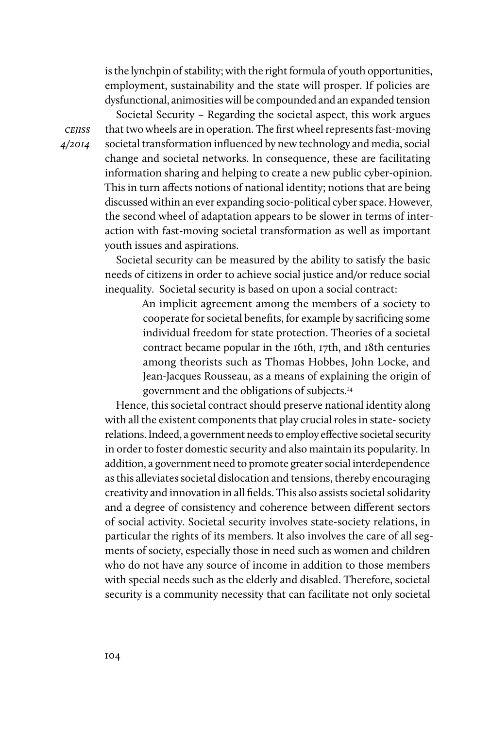is the lynchpin of stability; with the right formula of youth opportunities, employment, sustainability and the state will prosper. If policies are dysfunctional, animosities will be compounded and an expanded tension

Societal Security – Regarding the societal aspect, this work argues that two wheels are in operation. The first wheel represents fast-moving societal transformation influenced by new technology and media, social change and societal networks. In consequence, these are facilitating information sharing and helping to create a new public cyber-opinion. This in turn affects notions of national identity; notions that are being discussed within an ever expanding socio-political cyber space. However, the second wheel of adaptation appears to be slower in terms of interaction with fast-moving societal transformation as well as important youth issues and aspirations.

Societal security can be measured by the ability to satisfy the basic needs of citizens in order to achieve social justice and/or reduce social inequality. Societal security is based on upon a social contract:

> An implicit agreement among the members of a society to cooperate for societal benefits, for example by sacrificing some individual freedom for state protection. Theories of a societal contract became popular in the 16th, 17th, and 18th centuries among theorists such as Thomas Hobbes, John Locke, and Jean-Jacques Rousseau, as a means of explaining the origin of government and the obligations of subjects.[14]

Hence, this societal contract should preserve national identity along with all the existent components that play crucial roles in state- society relations. Indeed, a government needs to employ effective societal security in order to foster domestic security and also maintain its popularity. In addition, a government need to promote greater social interdependence as this alleviates societal dislocation and tensions, thereby encouraging creativity and innovation in all fields. This also assists societal solidarity and a degree of consistency and coherence between different sectors of social activity. Societal security involves state-society relations, in particular the rights of its members. It also involves the care of all segments of society, especially those in need such as women and children who do not have any source of income in addition to those members with special needs such as the elderly and disabled. Therefore, societal security is a community necessity that can facilitate not only societal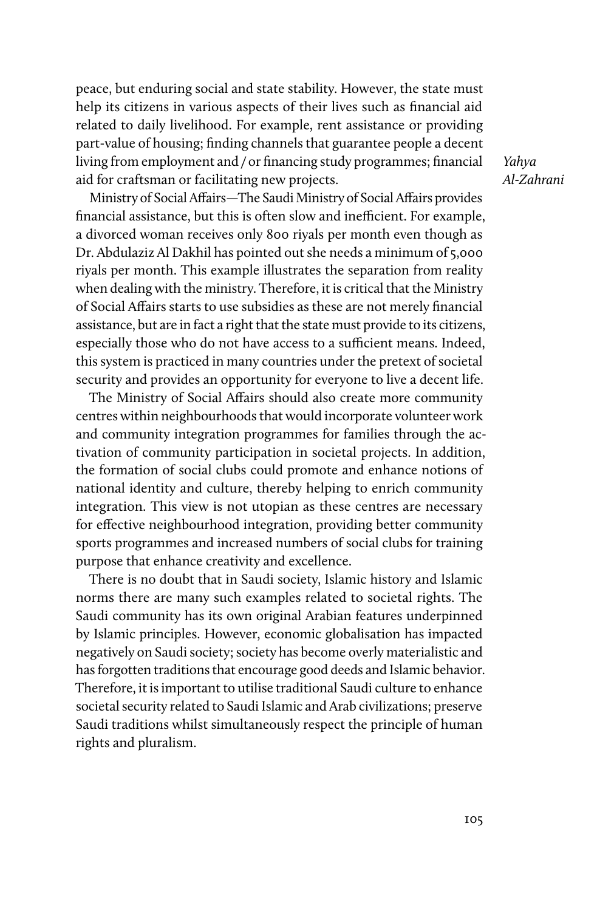peace, but enduring social and state stability. However, the state must help its citizens in various aspects of their lives such as financial aid related to daily livelihood. For example, rent assistance or providing part-value of housing; finding channels that guarantee people a decent living from employment and / or financing study programmes; financial aid for craftsman or facilitating new projects.

Ministry of Social Affairs—The Saudi Ministry of Social Affairs provides financial assistance, but this is often slow and inefficient. For example, a divorced woman receives only 800 riyals per month even though as Dr. Abdulaziz Al Dakhil has pointed out she needs a minimum of 5,000 riyals per month. This example illustrates the separation from reality when dealing with the ministry. Therefore, it is critical that the Ministry of Social Affairs starts to use subsidies as these are not merely financial assistance, but are in fact a right that the state must provide to its citizens, especially those who do not have access to a sufficient means. Indeed, this system is practiced in many countries under the pretext of societal security and provides an opportunity for everyone to live a decent life.

The Ministry of Social Affairs should also create more community centres within neighbourhoods that would incorporate volunteer work and community integration programmes for families through the activation of community participation in societal projects. In addition, the formation of social clubs could promote and enhance notions of national identity and culture, thereby helping to enrich community integration. This view is not utopian as these centres are necessary for effective neighbourhood integration, providing better community sports programmes and increased numbers of social clubs for training purpose that enhance creativity and excellence.

There is no doubt that in Saudi society, Islamic history and Islamic norms there are many such examples related to societal rights. The Saudi community has its own original Arabian features underpinned by Islamic principles. However, economic globalisation has impacted negatively on Saudi society; society has become overly materialistic and has forgotten traditions that encourage good deeds and Islamic behavior. Therefore, it is important to utilise traditional Saudi culture to enhance societal security related to Saudi Islamic and Arab civilizations; preserve Saudi traditions whilst simultaneously respect the principle of human rights and pluralism.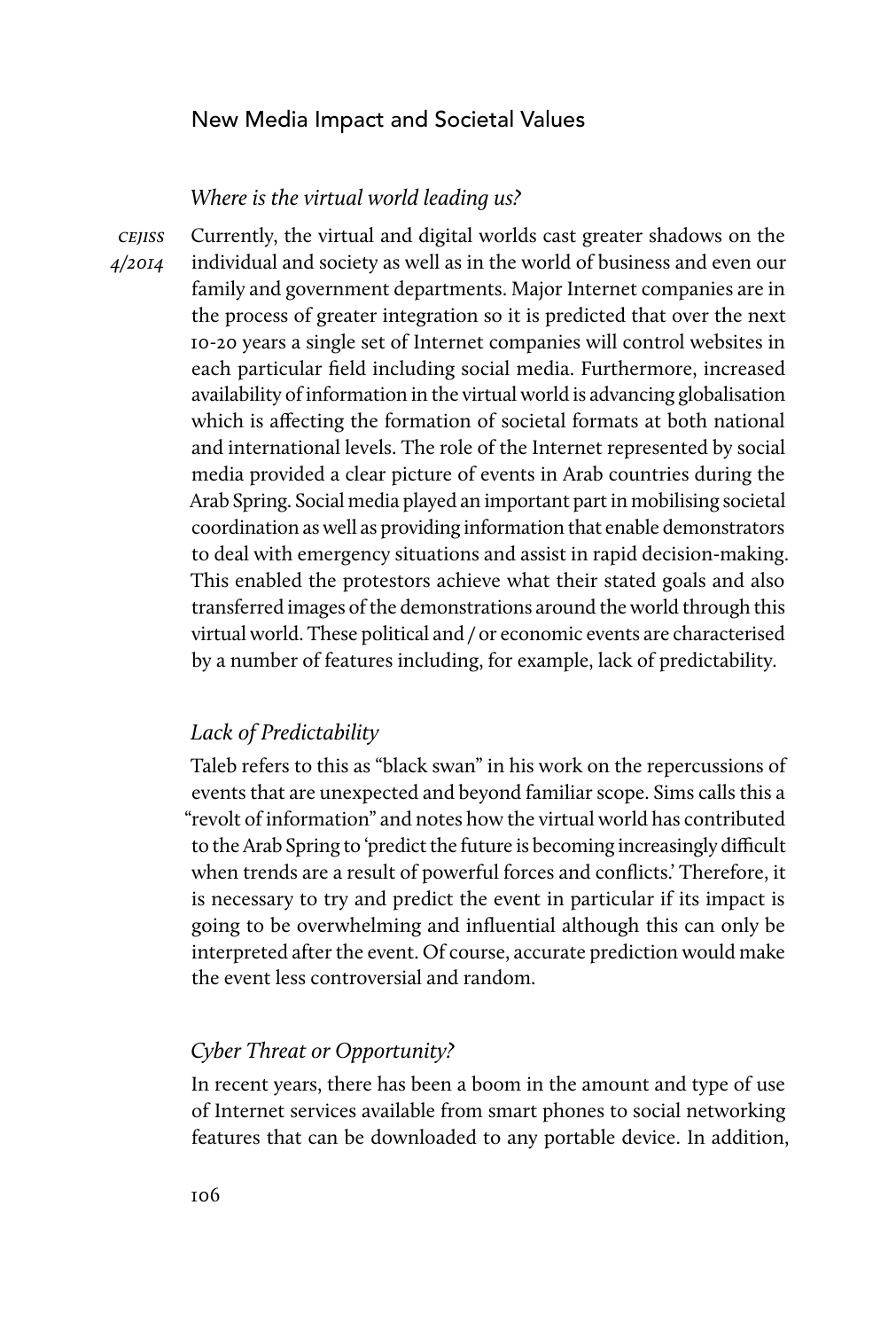## New Media Impact and Societal Values

### *Where is the virtual world leading us?*

Currently, the virtual and digital worlds cast greater shadows on the individual and society as well as in the world of business and even our family and government departments. Major Internet companies are in the process of greater integration so it is predicted that over the next 10-20 years a single set of Internet companies will control websites in each particular field including social media. Furthermore, increased availability of information in the virtual world is advancing globalisation which is affecting the formation of societal formats at both national and international levels. The role of the Internet represented by social media provided a clear picture of events in Arab countries during the Arab Spring. Social media played an important part in mobilising societal coordination as well as providing information that enable demonstrators to deal with emergency situations and assist in rapid decision-making. This enabled the protestors achieve what their stated goals and also transferred images of the demonstrations around the world through this virtual world. These political and / or economic events are characterised by a number of features including, for example, lack of predictability.

### *Lack of Predictability*

Taleb refers to this as "black swan" in his work on the repercussions of events that are unexpected and beyond familiar scope. Sims calls this a "revolt of information" and notes how the virtual world has contributed to the Arab Spring to 'predict the future is becoming increasingly difficult when trends are a result of powerful forces and conflicts.' Therefore, it is necessary to try and predict the event in particular if its impact is going to be overwhelming and influential although this can only be interpreted after the event. Of course, accurate prediction would make the event less controversial and random.

### *Cyber Threat or Opportunity?*

In recent years, there has been a boom in the amount and type of use of Internet services available from smart phones to social networking features that can be downloaded to any portable device. In addition,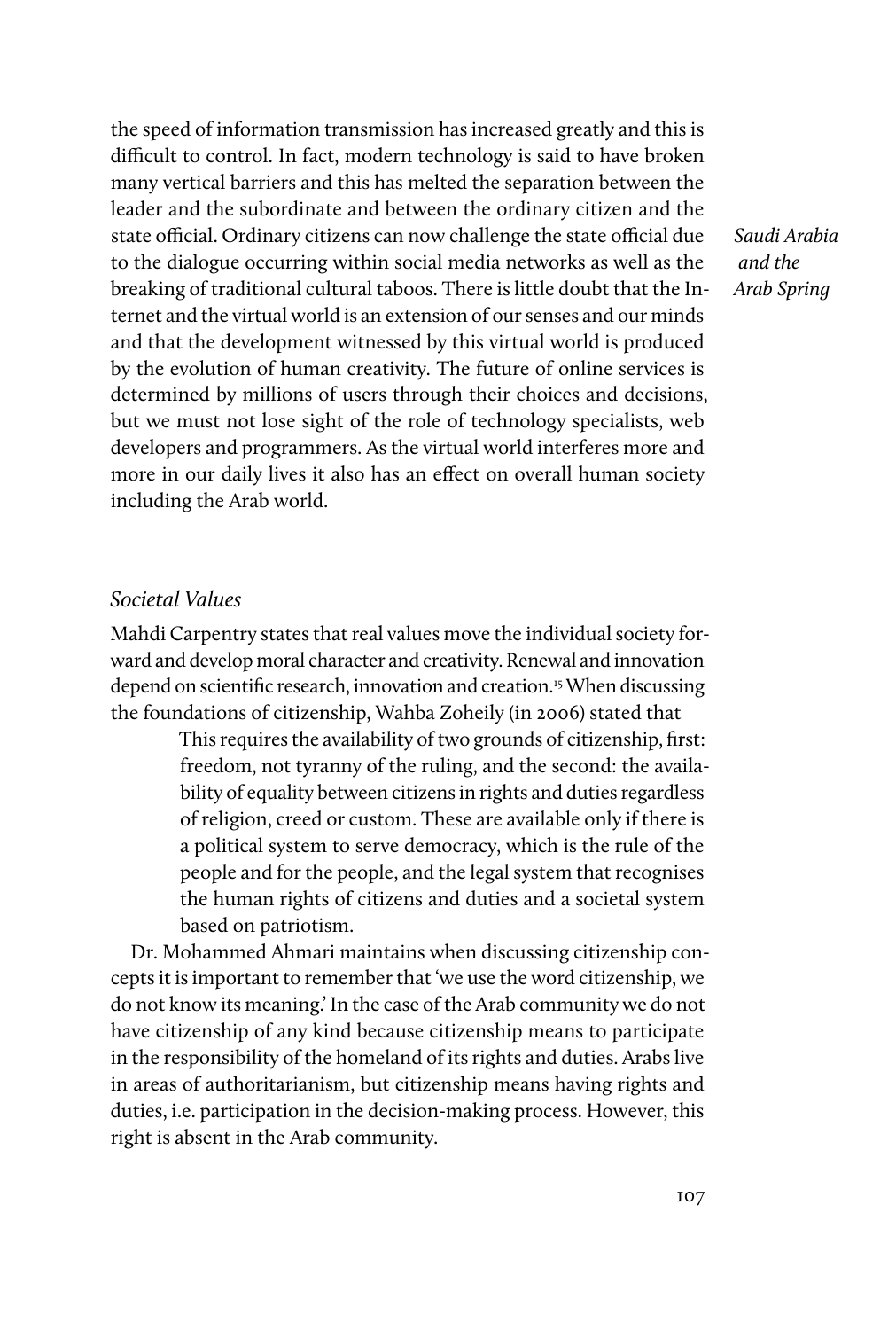the speed of information transmission has increased greatly and this is difficult to control. In fact, modern technology is said to have broken many vertical barriers and this has melted the separation between the leader and the subordinate and between the ordinary citizen and the state official. Ordinary citizens can now challenge the state official due to the dialogue occurring within social media networks as well as the breaking of traditional cultural taboos. There is little doubt that the Internet and the virtual world is an extension of our senses and our minds and that the development witnessed by this virtual world is produced by the evolution of human creativity. The future of online services is determined by millions of users through their choices and decisions, but we must not lose sight of the role of technology specialists, web developers and programmers. As the virtual world interferes more and more in our daily lives it also has an effect on overall human society including the Arab world.

### *Societal Values*

Mahdi Carpentry states that real values move the individual society forward and develop moral character and creativity. Renewal and innovation depend on scientific research, innovation and creation.[15] When discussing the foundations of citizenship, Wahba Zoheily (in 2006) stated that

> This requires the availability of two grounds of citizenship, first: freedom, not tyranny of the ruling, and the second: the availability of equality between citizens in rights and duties regardless of religion, creed or custom. These are available only if there is a political system to serve democracy, which is the rule of the people and for the people, and the legal system that recognises the human rights of citizens and duties and a societal system based on patriotism.

Dr. Mohammed Ahmari maintains when discussing citizenship concepts it is important to remember that 'we use the word citizenship, we do not know its meaning.' In the case of the Arab community we do not have citizenship of any kind because citizenship means to participate in the responsibility of the homeland of its rights and duties. Arabs live in areas of authoritarianism, but citizenship means having rights and duties, i.e. participation in the decision-making process. However, this right is absent in the Arab community.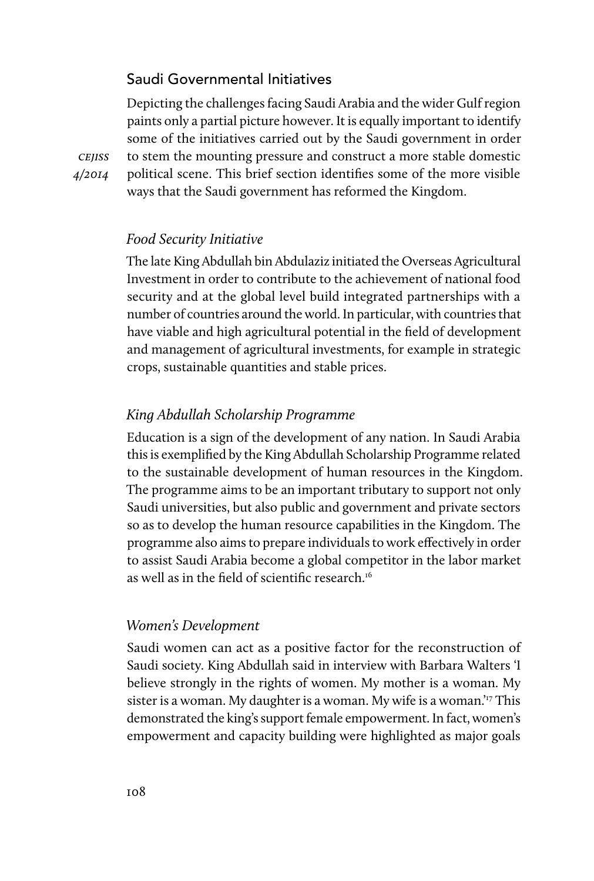## Saudi Governmental Initiatives

Depicting the challenges facing Saudi Arabia and the wider Gulf region paints only a partial picture however. It is equally important to identify some of the initiatives carried out by the Saudi government in order to stem the mounting pressure and construct a more stable domestic political scene. This brief section identifies some of the more visible ways that the Saudi government has reformed the Kingdom.

### *Food Security Initiative*

The late King Abdullah bin Abdulaziz initiated the Overseas Agricultural Investment in order to contribute to the achievement of national food security and at the global level build integrated partnerships with a number of countries around the world. In particular, with countries that have viable and high agricultural potential in the field of development and management of agricultural investments, for example in strategic crops, sustainable quantities and stable prices.

### *King Abdullah Scholarship Programme*

Education is a sign of the development of any nation. In Saudi Arabia this is exemplified by the King Abdullah Scholarship Programme related to the sustainable development of human resources in the Kingdom. The programme aims to be an important tributary to support not only Saudi universities, but also public and government and private sectors so as to develop the human resource capabilities in the Kingdom. The programme also aims to prepare individuals to work effectively in order to assist Saudi Arabia become a global competitor in the labor market as well as in the field of scientific research.[16]

### *Women's Development*

Saudi women can act as a positive factor for the reconstruction of Saudi society. King Abdullah said in interview with Barbara Walters 'I believe strongly in the rights of women. My mother is a woman. My sister is a woman. My daughter is a woman. My wife is a woman.'[17] This demonstrated the king's support female empowerment. In fact, women's empowerment and capacity building were highlighted as major goals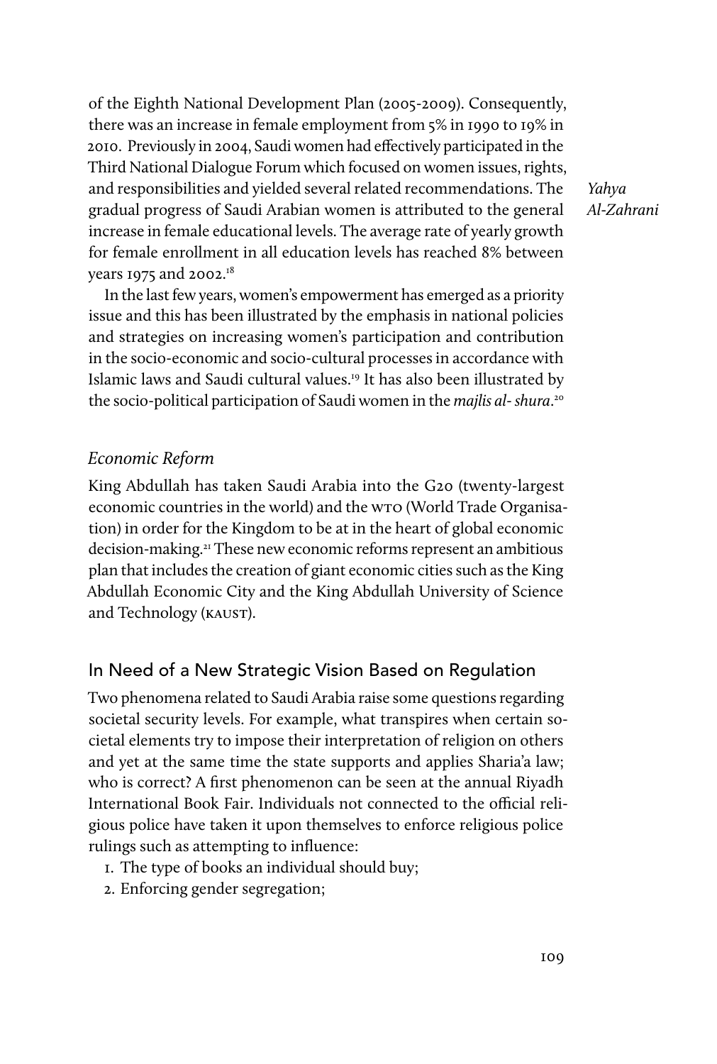of the Eighth National Development Plan (2005-2009). Consequently, there was an increase in female employment from 5% in 1990 to 19% in 2010. Previously in 2004, Saudi women had effectively participated in the Third National Dialogue Forum which focused on women issues, rights, and responsibilities and yielded several related recommendations. The gradual progress of Saudi Arabian women is attributed to the general increase in female educational levels. The average rate of yearly growth for female enrollment in all education levels has reached 8% between years 1975 and 2002.[18]

In the last few years, women's empowerment has emerged as a priority issue and this has been illustrated by the emphasis in national policies and strategies on increasing women's participation and contribution in the socio-economic and socio-cultural processes in accordance with Islamic laws and Saudi cultural values.[19] It has also been illustrated by the socio-political participation of Saudi women in the *majlis al- shura*.[20]

### *Economic Reform*

King Abdullah has taken Saudi Arabia into the G20 (twenty-largest economic countries in the world) and the WTO (World Trade Organisation) in order for the Kingdom to be at in the heart of global economic decision-making.[21] These new economic reforms represent an ambitious plan that includes the creation of giant economic cities such as the King Abdullah Economic City and the King Abdullah University of Science and Technology (KAUST).

## In Need of a New Strategic Vision Based on Regulation

Two phenomena related to Saudi Arabia raise some questions regarding societal security levels. For example, what transpires when certain societal elements try to impose their interpretation of religion on others and yet at the same time the state supports and applies Sharia'a law; who is correct? A first phenomenon can be seen at the annual Riyadh International Book Fair. Individuals not connected to the official religious police have taken it upon themselves to enforce religious police rulings such as attempting to influence:

1. The type of books an individual should buy;
2. Enforcing gender segregation;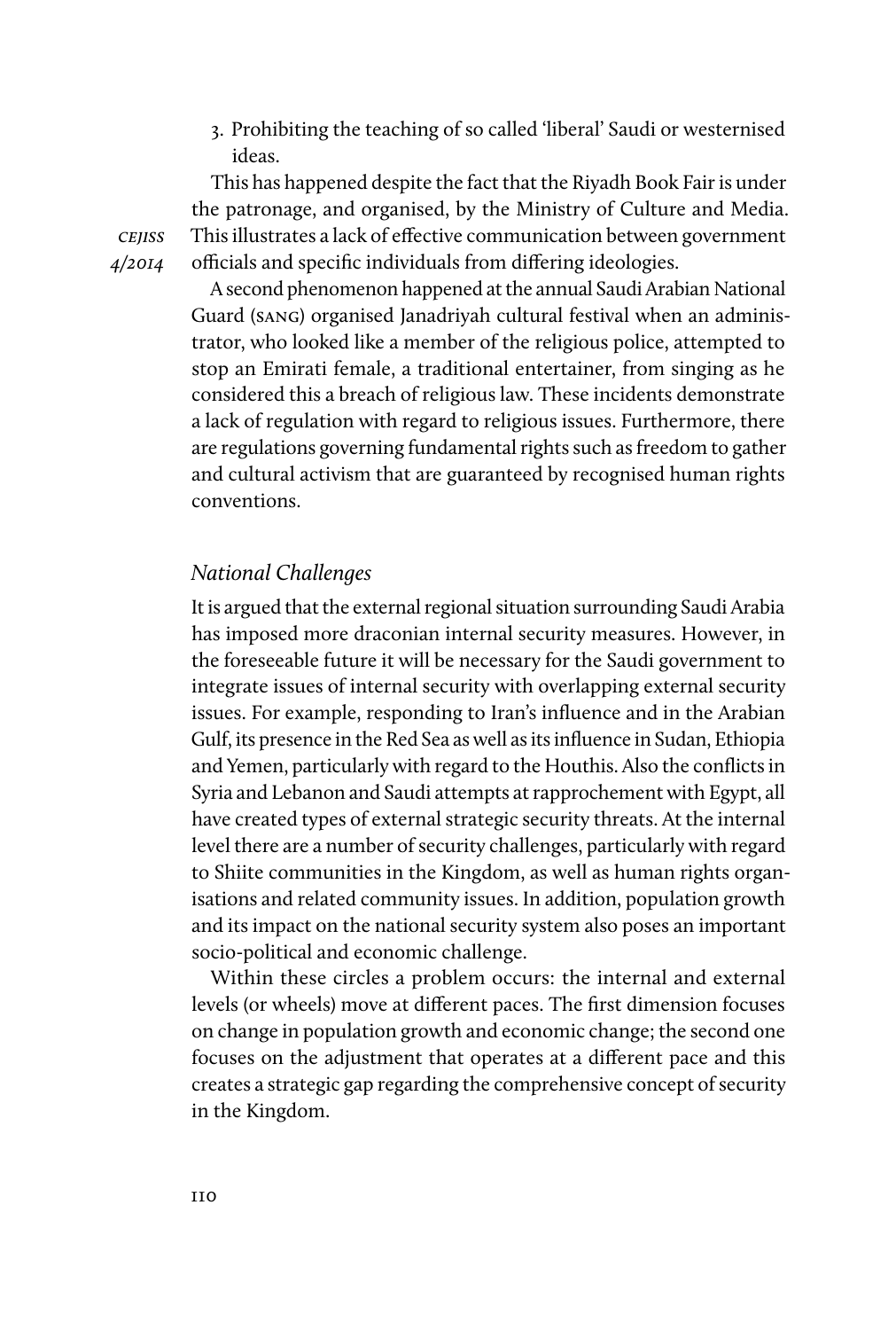3. Prohibiting the teaching of so called 'liberal' Saudi or westernised ideas.

This has happened despite the fact that the Riyadh Book Fair is under the patronage, and organised, by the Ministry of Culture and Media. This illustrates a lack of effective communication between government officials and specific individuals from differing ideologies.

A second phenomenon happened at the annual Saudi Arabian National Guard (SANG) organised Janadriyah cultural festival when an administrator, who looked like a member of the religious police, attempted to stop an Emirati female, a traditional entertainer, from singing as he considered this a breach of religious law. These incidents demonstrate a lack of regulation with regard to religious issues. Furthermore, there are regulations governing fundamental rights such as freedom to gather and cultural activism that are guaranteed by recognised human rights conventions.

### *National Challenges*

It is argued that the external regional situation surrounding Saudi Arabia has imposed more draconian internal security measures. However, in the foreseeable future it will be necessary for the Saudi government to integrate issues of internal security with overlapping external security issues. For example, responding to Iran's influence and in the Arabian Gulf, its presence in the Red Sea as well as its influence in Sudan, Ethiopia and Yemen, particularly with regard to the Houthis. Also the conflicts in Syria and Lebanon and Saudi attempts at rapprochement with Egypt, all have created types of external strategic security threats. At the internal level there are a number of security challenges, particularly with regard to Shiite communities in the Kingdom, as well as human rights organisations and related community issues. In addition, population growth and its impact on the national security system also poses an important socio-political and economic challenge.

Within these circles a problem occurs: the internal and external levels (or wheels) move at different paces. The first dimension focuses on change in population growth and economic change; the second one focuses on the adjustment that operates at a different pace and this creates a strategic gap regarding the comprehensive concept of security in the Kingdom.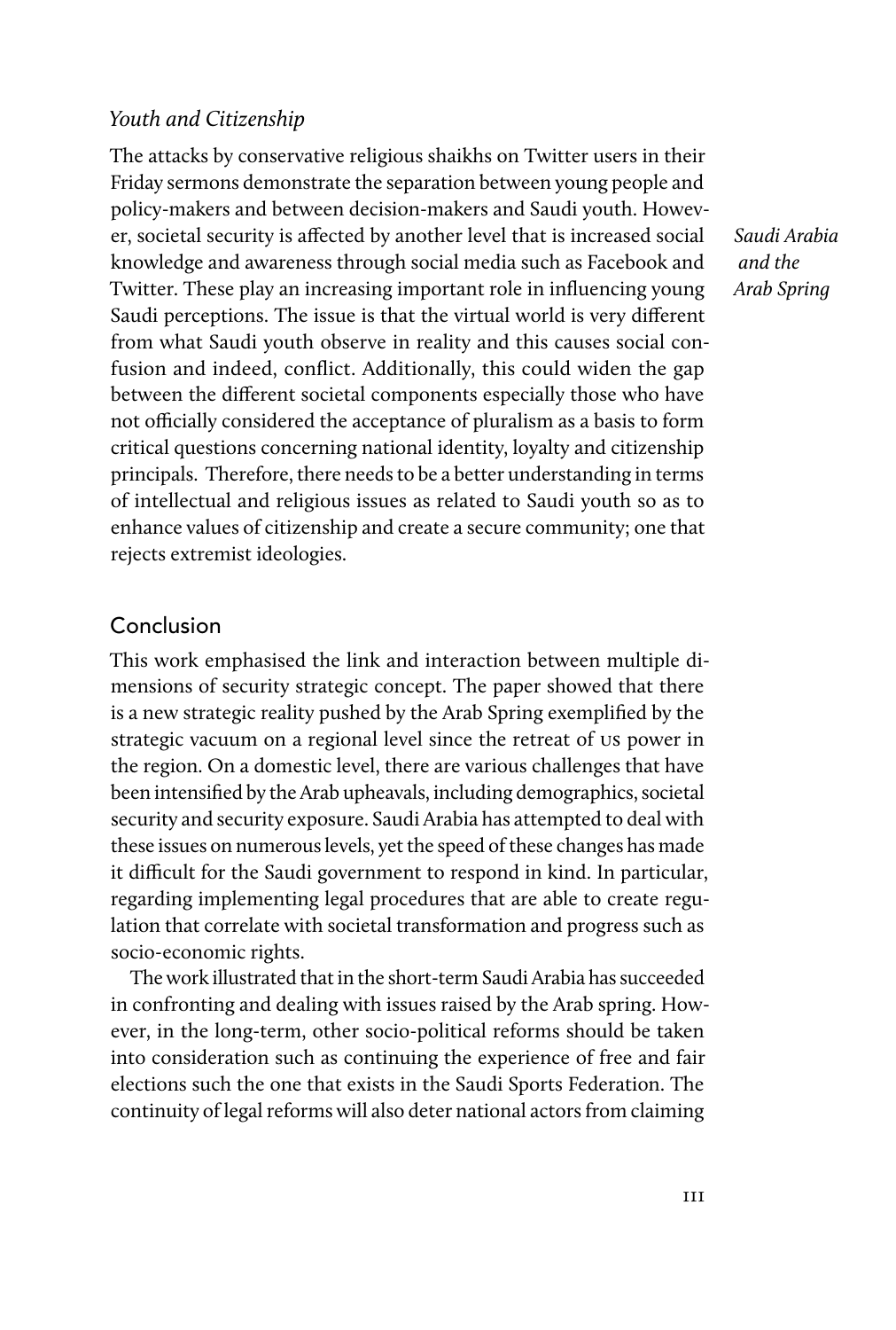### *Youth and Citizenship*

The attacks by conservative religious shaikhs on Twitter users in their Friday sermons demonstrate the separation between young people and policy-makers and between decision-makers and Saudi youth. However, societal security is affected by another level that is increased social knowledge and awareness through social media such as Facebook and Twitter. These play an increasing important role in influencing young Saudi perceptions. The issue is that the virtual world is very different from what Saudi youth observe in reality and this causes social confusion and indeed, conflict. Additionally, this could widen the gap between the different societal components especially those who have not officially considered the acceptance of pluralism as a basis to form critical questions concerning national identity, loyalty and citizenship principals. Therefore, there needs to be a better understanding in terms of intellectual and religious issues as related to Saudi youth so as to enhance values of citizenship and create a secure community; one that rejects extremist ideologies.

## Conclusion

This work emphasised the link and interaction between multiple dimensions of security strategic concept. The paper showed that there is a new strategic reality pushed by the Arab Spring exemplified by the strategic vacuum on a regional level since the retreat of US power in the region. On a domestic level, there are various challenges that have been intensified by the Arab upheavals, including demographics, societal security and security exposure. Saudi Arabia has attempted to deal with these issues on numerous levels, yet the speed of these changes has made it difficult for the Saudi government to respond in kind. In particular, regarding implementing legal procedures that are able to create regulation that correlate with societal transformation and progress such as socio-economic rights.

The work illustrated that in the short-term Saudi Arabia has succeeded in confronting and dealing with issues raised by the Arab spring. However, in the long-term, other socio-political reforms should be taken into consideration such as continuing the experience of free and fair elections such the one that exists in the Saudi Sports Federation. The continuity of legal reforms will also deter national actors from claiming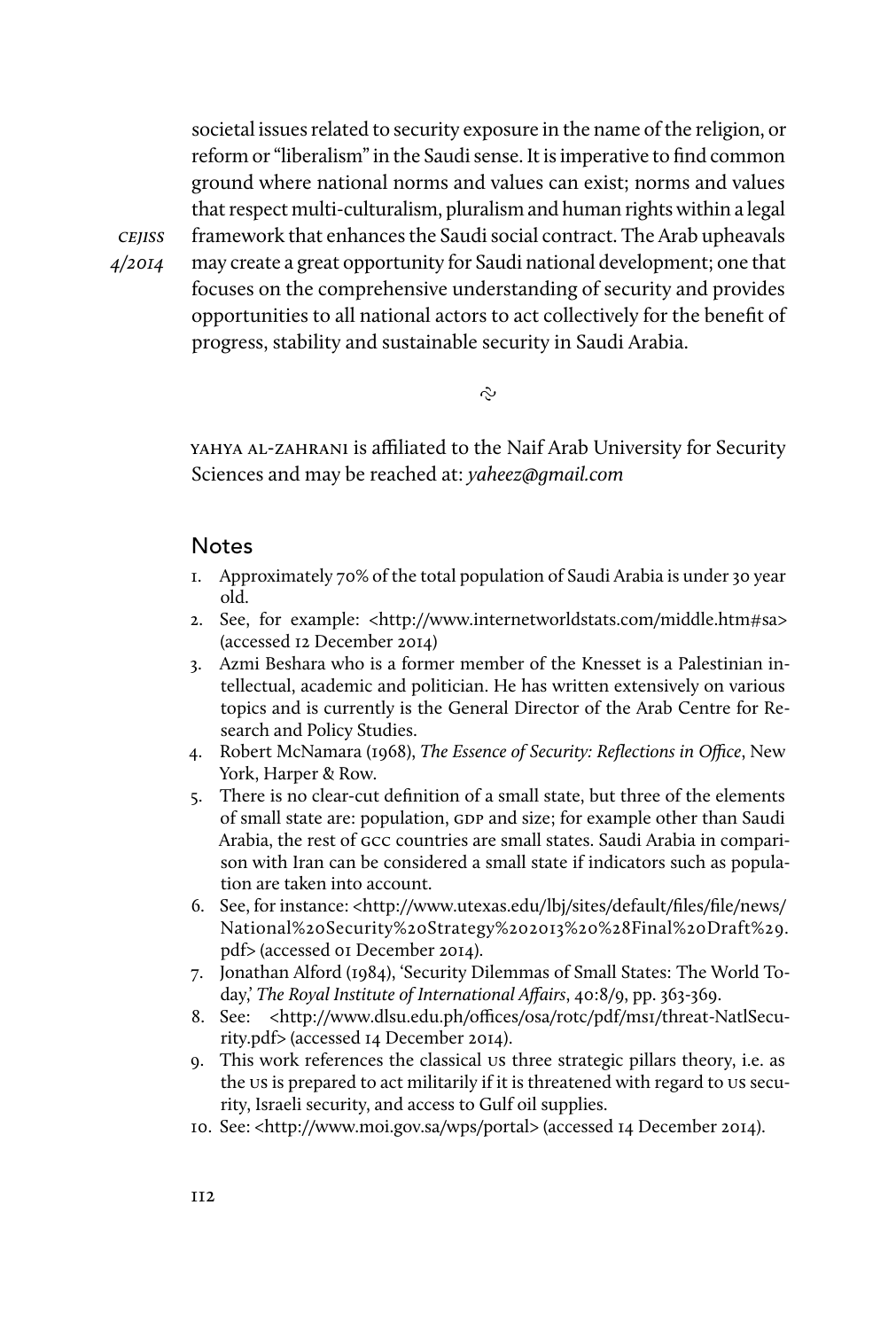societal issues related to security exposure in the name of the religion, or reform or "liberalism" in the Saudi sense. It is imperative to find common ground where national norms and values can exist; norms and values that respect multi-culturalism, pluralism and human rights within a legal framework that enhances the Saudi social contract. The Arab upheavals may create a great opportunity for Saudi national development; one that focuses on the comprehensive understanding of security and provides opportunities to all national actors to act collectively for the benefit of progress, stability and sustainable security in Saudi Arabia.

YAHYA AL-ZAHRANI is affiliated to the Naif Arab University for Security Sciences and may be reached at: *yaheez@gmail.com*

## Notes

1. Approximately 70% of the total population of Saudi Arabia is under 30 year old.
2. See, for example: <http://www.internetworldstats.com/middle.htm#sa> (accessed 12 December 2014)
3. Azmi Beshara who is a former member of the Knesset is a Palestinian intellectual, academic and politician. He has written extensively on various topics and is currently is the General Director of the Arab Centre for Research and Policy Studies.
4. Robert McNamara (1968), *The Essence of Security: Reflections in Office*, New York, Harper & Row.
5. There is no clear-cut definition of a small state, but three of the elements of small state are: population, GDP and size; for example other than Saudi Arabia, the rest of GCC countries are small states. Saudi Arabia in comparison with Iran can be considered a small state if indicators such as population are taken into account.
6. See, for instance: <http://www.utexas.edu/lbj/sites/default/files/file/news/National%20Security%20Strategy%202013%20%28Final%20Draft%29.pdf> (accessed 01 December 2014).
7. Jonathan Alford (1984), 'Security Dilemmas of Small States: The World Today,' *The Royal Institute of International Affairs*, 40:8/9, pp. 363-369.
8. See: <http://www.dlsu.edu.ph/offices/osa/rotc/pdf/ms1/threat-NatlSecurity.pdf> (accessed 14 December 2014).
9. This work references the classical US three strategic pillars theory, i.e. as the US is prepared to act militarily if it is threatened with regard to US security, Israeli security, and access to Gulf oil supplies.
10. See: <http://www.moi.gov.sa/wps/portal> (accessed 14 December 2014).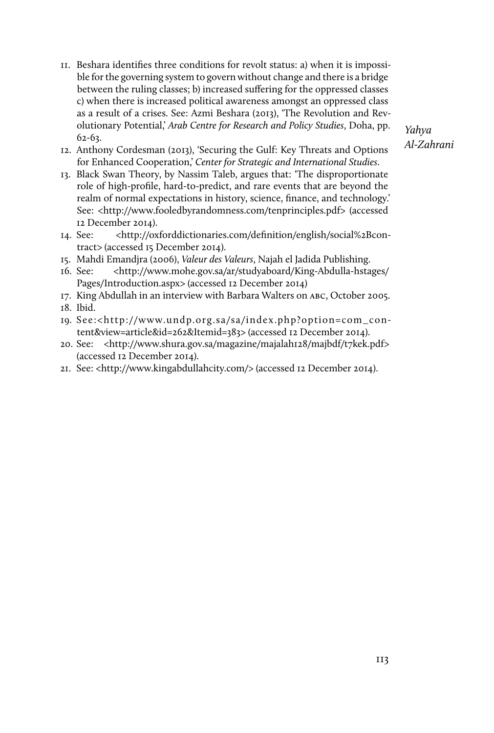11. Beshara identifies three conditions for revolt status: a) when it is impossible for the governing system to govern without change and there is a bridge between the ruling classes; b) increased suffering for the oppressed classes c) when there is increased political awareness amongst an oppressed class as a result of a crises. See: Azmi Beshara (2013), 'The Revolution and Revolutionary Potential,' *Arab Centre for Research and Policy Studies*, Doha, pp. 62-63.
12. Anthony Cordesman (2013), 'Securing the Gulf: Key Threats and Options for Enhanced Cooperation,' *Center for Strategic and International Studies*.
13. Black Swan Theory, by Nassim Taleb, argues that: 'The disproportionate role of high-profile, hard-to-predict, and rare events that are beyond the realm of normal expectations in history, science, finance, and technology.' See: <http://www.fooledbyrandomness.com/tenprinciples.pdf> (accessed 12 December 2014).
14. See: <http://oxforddictionaries.com/definition/english/social%2Bcontract> (accessed 15 December 2014).
15. Mahdi Emandjra (2006), *Valeur des Valeurs*, Najah el Jadida Publishing.
16. See: <http://www.mohe.gov.sa/ar/studyaboard/King-Abdulla-hstages/Pages/Introduction.aspx> (accessed 12 December 2014)
17. King Abdullah in an interview with Barbara Walters on ABC, October 2005.
18. Ibid.
19. See:<http://www.undp.org.sa/sa/index.php?option=com_content&view=article&id=262&Itemid=383> (accessed 12 December 2014).
20. See: <http://www.shura.gov.sa/magazine/majalah128/majbdf/t7kek.pdf> (accessed 12 December 2014).
21. See: <http://www.kingabdullahcity.com/> (accessed 12 December 2014).